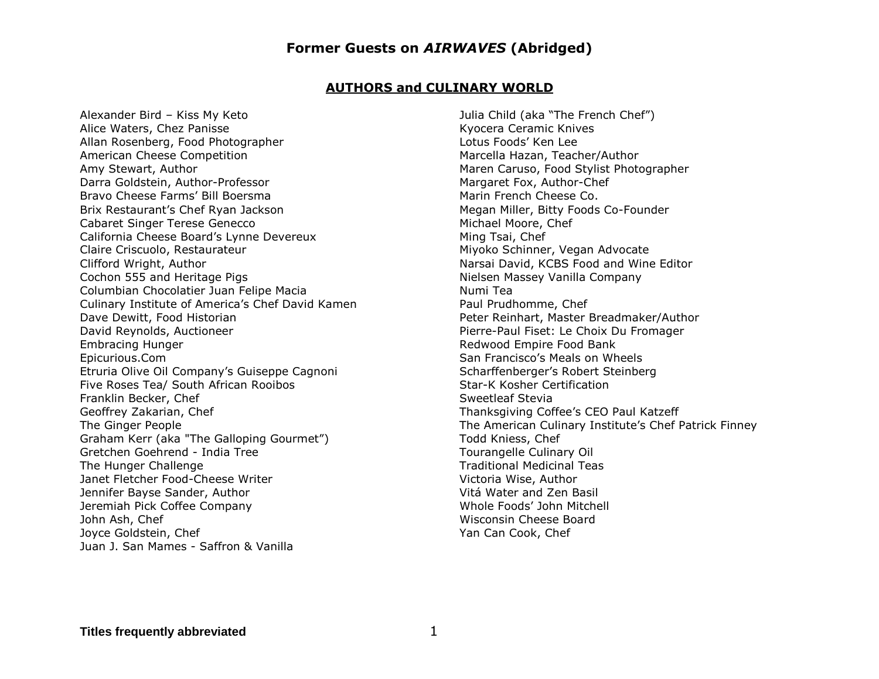# Former Guests on *AIRWAVES* (Abridged)

## AUTHORS and CULINARY WORLD

Alexander Bird – Kiss My Keto
Alice Waters, Chez Panisse
Allan Rosenberg, Food Photographer
American Cheese Competition
Amy Stewart, Author
Darra Goldstein, Author-Professor
Bravo Cheese Farms' Bill Boersma
Brix Restaurant's Chef Ryan Jackson
Cabaret Singer Terese Genecco
California Cheese Board's Lynne Devereux
Claire Criscuolo, Restaurateur
Clifford Wright, Author
Cochon 555 and Heritage Pigs
Columbian Chocolatier Juan Felipe Macia
Culinary Institute of America's Chef David Kamen
Dave Dewitt, Food Historian
David Reynolds, Auctioneer
Embracing Hunger
Epicurious.Com
Etruria Olive Oil Company's Guiseppe Cagnoni
Five Roses Tea/ South African Rooibos
Franklin Becker, Chef
Geoffrey Zakarian, Chef
The Ginger People
Graham Kerr (aka "The Galloping Gourmet")
Gretchen Goehrend - India Tree
The Hunger Challenge
Janet Fletcher Food-Cheese Writer
Jennifer Bayse Sander, Author
Jeremiah Pick Coffee Company
John Ash, Chef
Joyce Goldstein, Chef
Juan J. San Mames - Saffron & Vanilla
Julia Child (aka "The French Chef")
Kyocera Ceramic Knives
Lotus Foods' Ken Lee
Marcella Hazan, Teacher/Author
Maren Caruso, Food Stylist Photographer
Margaret Fox, Author-Chef
Marin French Cheese Co.
Megan Miller, Bitty Foods Co-Founder
Michael Moore, Chef
Ming Tsai, Chef
Miyoko Schinner, Vegan Advocate
Narsai David, KCBS Food and Wine Editor
Nielsen Massey Vanilla Company
Numi Tea
Paul Prudhomme, Chef
Peter Reinhart, Master Breadmaker/Author
Pierre-Paul Fiset: Le Choix Du Fromager
Redwood Empire Food Bank
San Francisco's Meals on Wheels
Scharffenberger's Robert Steinberg
Star-K Kosher Certification
Sweetleaf Stevia
Thanksgiving Coffee's CEO Paul Katzeff
The American Culinary Institute's Chef Patrick Finney
Todd Kniess, Chef
Tourangelle Culinary Oil
Traditional Medicinal Teas
Victoria Wise, Author
Vitá Water and Zen Basil
Whole Foods' John Mitchell
Wisconsin Cheese Board
Yan Can Cook, Chef

**Titles frequently abbreviated**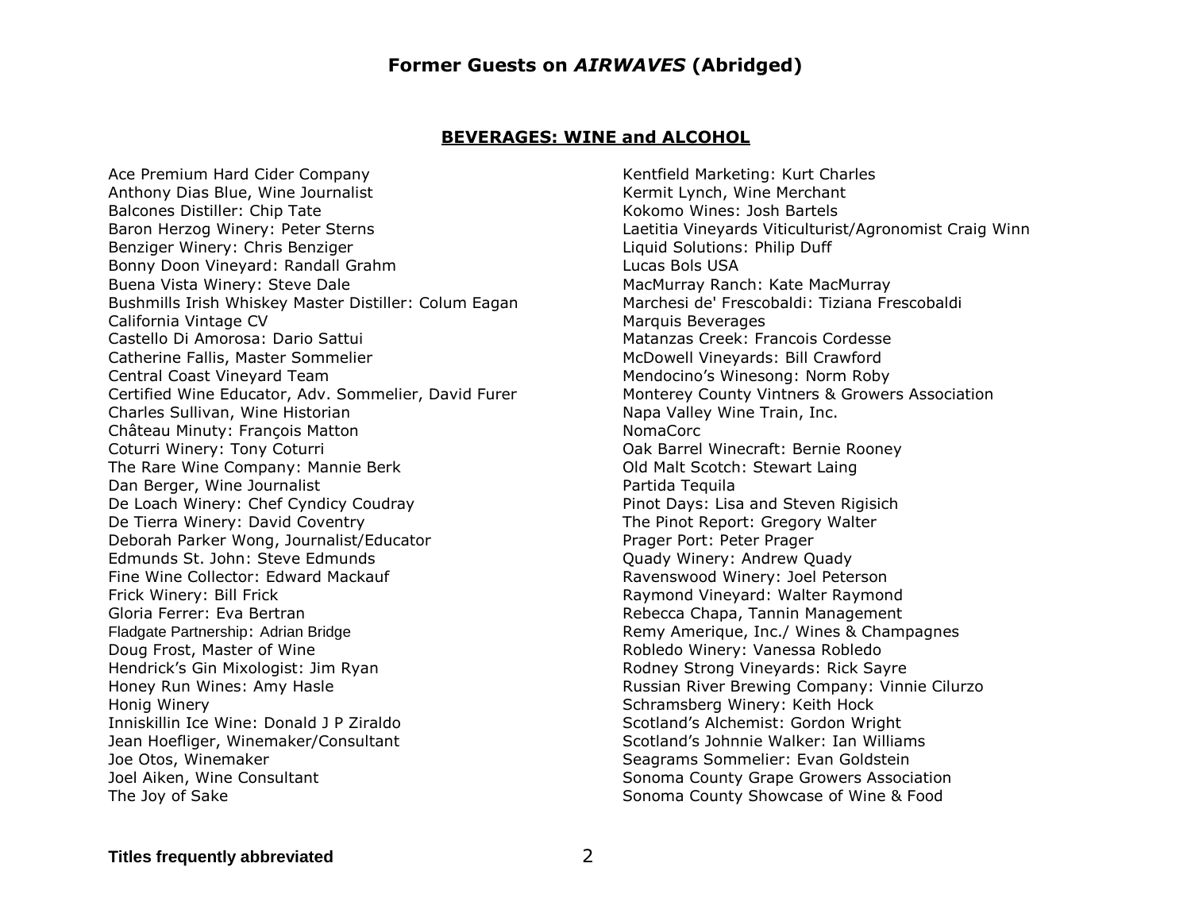## Former Guests on *AIRWAVES* (Abridged)

### BEVERAGES: WINE and ALCOHOL

Ace Premium Hard Cider Company
Anthony Dias Blue, Wine Journalist
Balcones Distiller: Chip Tate
Baron Herzog Winery: Peter Sterns
Benziger Winery: Chris Benziger
Bonny Doon Vineyard: Randall Grahm
Buena Vista Winery: Steve Dale
Bushmills Irish Whiskey Master Distiller: Colum Eagan
California Vintage CV
Castello Di Amorosa: Dario Sattui
Catherine Fallis, Master Sommelier
Central Coast Vineyard Team
Certified Wine Educator, Adv. Sommelier, David Furer
Charles Sullivan, Wine Historian
Château Minuty: François Matton
Coturri Winery: Tony Coturri
The Rare Wine Company: Mannie Berk
Dan Berger, Wine Journalist
De Loach Winery: Chef Cyndicy Coudray
De Tierra Winery: David Coventry
Deborah Parker Wong, Journalist/Educator
Edmunds St. John: Steve Edmunds
Fine Wine Collector: Edward Mackauf
Frick Winery: Bill Frick
Gloria Ferrer: Eva Bertran
Fladgate Partnership: Adrian Bridge
Doug Frost, Master of Wine
Hendrick's Gin Mixologist: Jim Ryan
Honey Run Wines: Amy Hasle
Honig Winery
Inniskillin Ice Wine: Donald J P Ziraldo
Jean Hoefliger, Winemaker/Consultant
Joe Otos, Winemaker
Joel Aiken, Wine Consultant
The Joy of Sake
Kentfield Marketing: Kurt Charles
Kermit Lynch, Wine Merchant
Kokomo Wines: Josh Bartels
Laetitia Vineyards Viticulturist/Agronomist Craig Winn
Liquid Solutions: Philip Duff
Lucas Bols USA
MacMurray Ranch: Kate MacMurray
Marchesi de' Frescobaldi: Tiziana Frescobaldi
Marquis Beverages
Matanzas Creek: Francois Cordesse
McDowell Vineyards: Bill Crawford
Mendocino's Winesong: Norm Roby
Monterey County Vintners & Growers Association
Napa Valley Wine Train, Inc.
NomaCorc
Oak Barrel Winecraft: Bernie Rooney
Old Malt Scotch: Stewart Laing
Partida Tequila
Pinot Days: Lisa and Steven Rigisich
The Pinot Report: Gregory Walter
Prager Port: Peter Prager
Quady Winery: Andrew Quady
Ravenswood Winery: Joel Peterson
Raymond Vineyard: Walter Raymond
Rebecca Chapa, Tannin Management
Remy Amerique, Inc./ Wines & Champagnes
Robledo Winery: Vanessa Robledo
Rodney Strong Vineyards: Rick Sayre
Russian River Brewing Company: Vinnie Cilurzo
Schramsberg Winery: Keith Hock
Scotland's Alchemist: Gordon Wright
Scotland's Johnnie Walker: Ian Williams
Seagrams Sommelier: Evan Goldstein
Sonoma County Grape Growers Association
Sonoma County Showcase of Wine & Food

**Titles frequently abbreviated**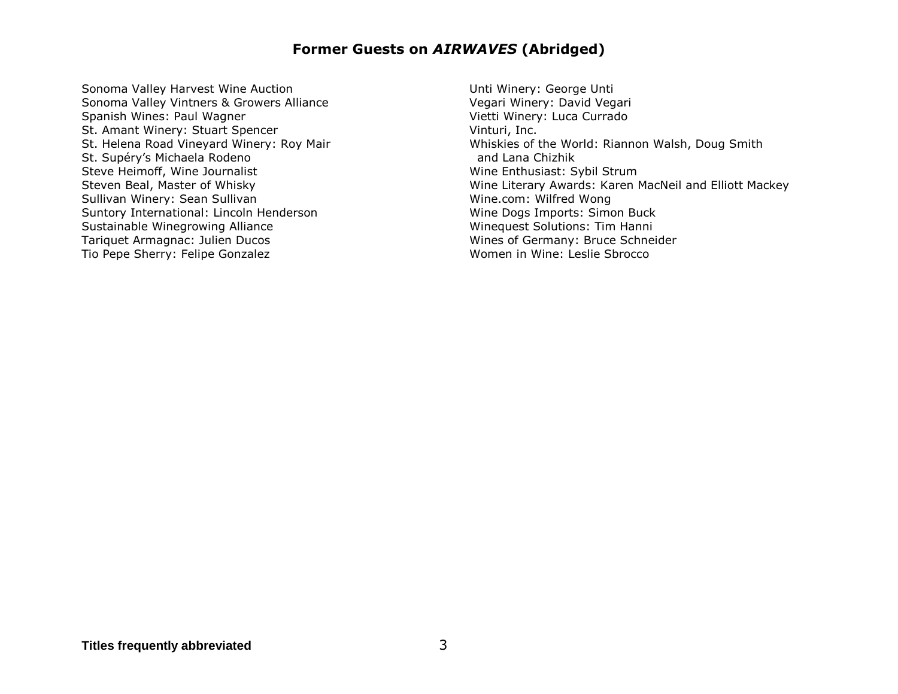## Former Guests on *AIRWAVES* (Abridged)

Sonoma Valley Harvest Wine Auction
Sonoma Valley Vintners & Growers Alliance
Spanish Wines: Paul Wagner
St. Amant Winery: Stuart Spencer
St. Helena Road Vineyard Winery: Roy Mair
St. Supéry's Michaela Rodeno
Steve Heimoff, Wine Journalist
Steven Beal, Master of Whisky
Sullivan Winery: Sean Sullivan
Suntory International: Lincoln Henderson
Sustainable Winegrowing Alliance
Tariquet Armagnac: Julien Ducos
Tio Pepe Sherry: Felipe Gonzalez
Unti Winery: George Unti
Vegari Winery: David Vegari
Vietti Winery: Luca Currado
Vinturi, Inc.
Whiskies of the World: Riannon Walsh, Doug Smith and Lana Chizhik
Wine Enthusiast: Sybil Strum
Wine Literary Awards: Karen MacNeil and Elliott Mackey
Wine.com: Wilfred Wong
Wine Dogs Imports: Simon Buck
Winequest Solutions: Tim Hanni
Wines of Germany: Bruce Schneider
Women in Wine: Leslie Sbrocco

**Titles frequently abbreviated**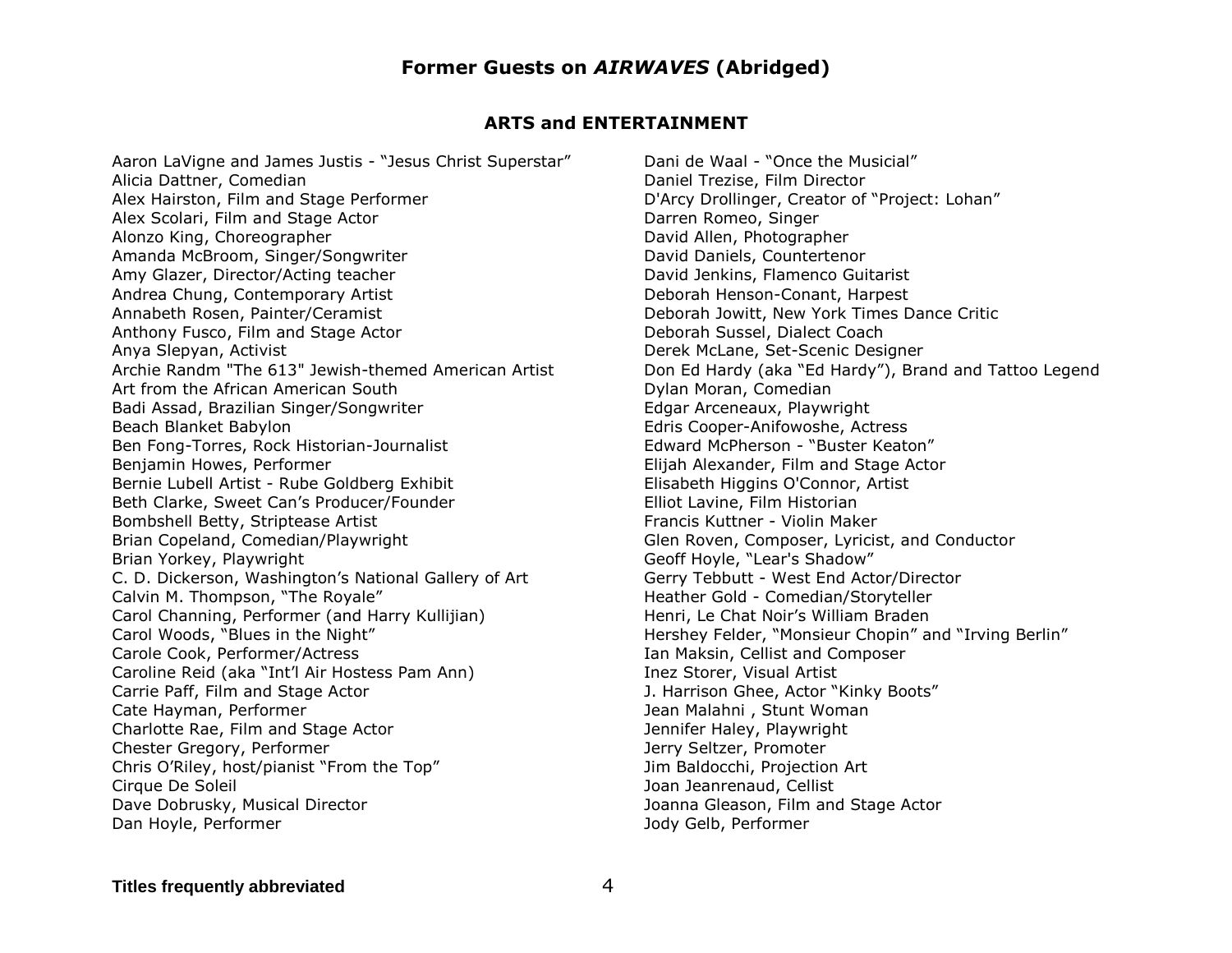# Former Guests on *AIRWAVES* (Abridged)

## ARTS and ENTERTAINMENT

Aaron LaVigne and James Justis - “Jesus Christ Superstar”
Alicia Dattner, Comedian
Alex Hairston, Film and Stage Performer
Alex Scolari, Film and Stage Actor
Alonzo King, Choreographer
Amanda McBroom, Singer/Songwriter
Amy Glazer, Director/Acting teacher
Andrea Chung, Contemporary Artist
Annabeth Rosen, Painter/Ceramist
Anthony Fusco, Film and Stage Actor
Anya Slepyan, Activist
Archie Randm "The 613" Jewish-themed American Artist
Art from the African American South
Badi Assad, Brazilian Singer/Songwriter
Beach Blanket Babylon
Ben Fong-Torres, Rock Historian-Journalist
Benjamin Howes, Performer
Bernie Lubell Artist - Rube Goldberg Exhibit
Beth Clarke, Sweet Can’s Producer/Founder
Bombshell Betty, Striptease Artist
Brian Copeland, Comedian/Playwright
Brian Yorkey, Playwright
C. D. Dickerson, Washington’s National Gallery of Art
Calvin M. Thompson, “The Royale”
Carol Channing, Performer (and Harry Kullijian)
Carol Woods, “Blues in the Night”
Carole Cook, Performer/Actress
Caroline Reid (aka “Int’l Air Hostess Pam Ann)
Carrie Paff, Film and Stage Actor
Cate Hayman, Performer
Charlotte Rae, Film and Stage Actor
Chester Gregory, Performer
Chris O’Riley, host/pianist “From the Top”
Cirque De Soleil
Dave Dobrusky, Musical Director
Dan Hoyle, Performer
Dani de Waal - “Once the Musical”
Daniel Trezise, Film Director
D'Arcy Drollinger, Creator of “Project: Lohan”
Darren Romeo, Singer
David Allen, Photographer
David Daniels, Countertenor
David Jenkins, Flamenco Guitarist
Deborah Henson-Conant, Harpest
Deborah Jowitt, New York Times Dance Critic
Deborah Sussel, Dialect Coach
Derek McLane, Set-Scenic Designer
Don Ed Hardy (aka “Ed Hardy”), Brand and Tattoo Legend
Dylan Moran, Comedian
Edgar Arceneaux, Playwright
Edris Cooper-Anifowoshe, Actress
Edward McPherson - “Buster Keaton”
Elijah Alexander, Film and Stage Actor
Elisabeth Higgins O'Connor, Artist
Elliot Lavine, Film Historian
Francis Kuttner - Violin Maker
Glen Roven, Composer, Lyricist, and Conductor
Geoff Hoyle, “Lear's Shadow”
Gerry Tebbutt - West End Actor/Director
Heather Gold - Comedian/Storyteller
Henri, Le Chat Noir’s William Braden
Hershey Felder, “Monsieur Chopin” and “Irving Berlin”
Ian Maksin, Cellist and Composer
Inez Storer, Visual Artist
J. Harrison Ghee, Actor “Kinky Boots”
Jean Malahni , Stunt Woman
Jennifer Haley, Playwright
Jerry Seltzer, Promoter
Jim Baldocchi, Projection Art
Joan Jeanrenaud, Cellist
Joanna Gleason, Film and Stage Actor
Jody Gelb, Performer

**Titles frequently abbreviated**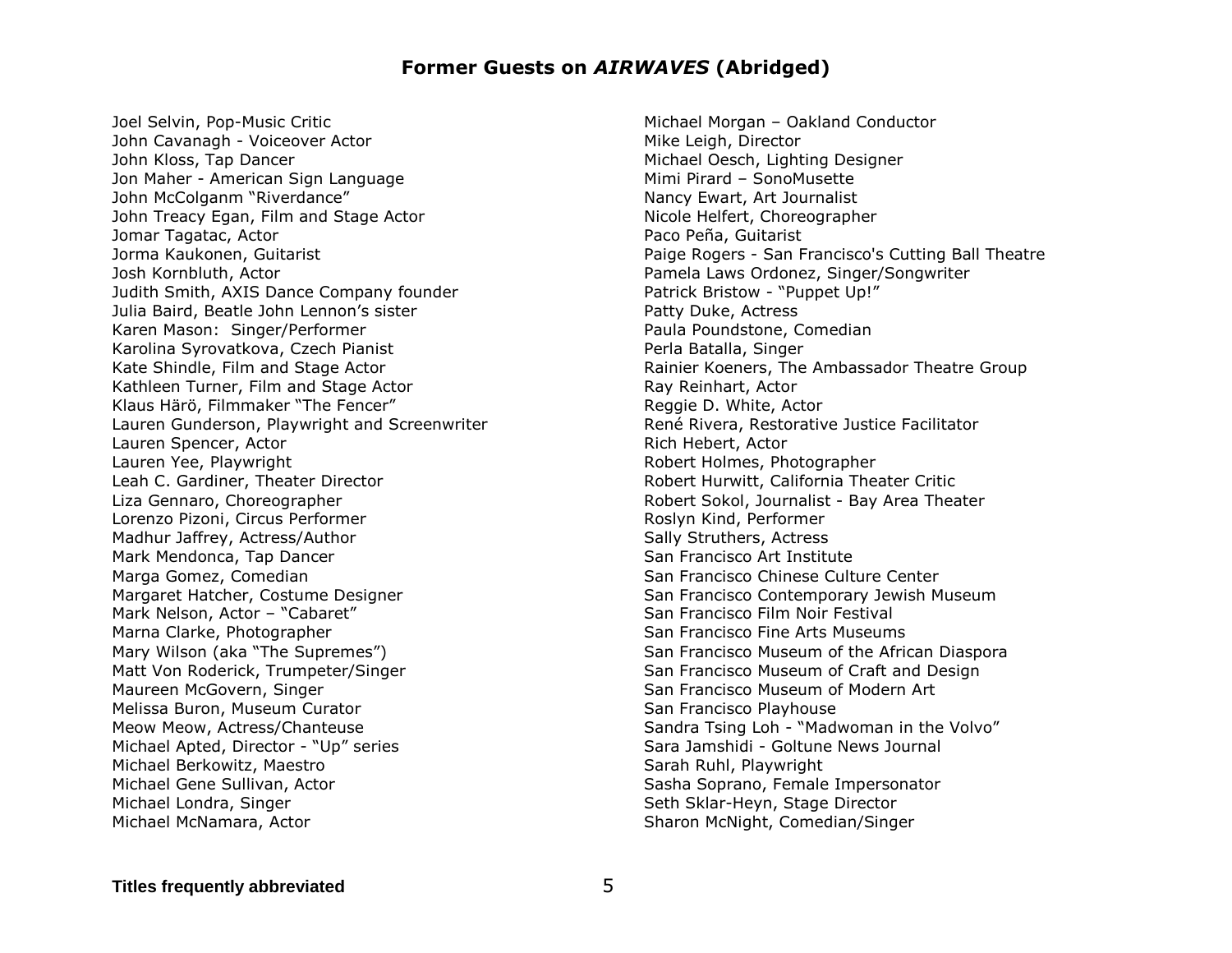## Former Guests on *AIRWAVES* (Abridged)

Joel Selvin, Pop-Music Critic
John Cavanagh - Voiceover Actor
John Kloss, Tap Dancer
Jon Maher - American Sign Language
John McColganm "Riverdance"
John Treacy Egan, Film and Stage Actor
Jomar Tagatac, Actor
Jorma Kaukonen, Guitarist
Josh Kornbluth, Actor
Judith Smith, AXIS Dance Company founder
Julia Baird, Beatle John Lennon's sister
Karen Mason: Singer/Performer
Karolina Syrovatkova, Czech Pianist
Kate Shindle, Film and Stage Actor
Kathleen Turner, Film and Stage Actor
Klaus Härö, Filmmaker "The Fencer"
Lauren Gunderson, Playwright and Screenwriter
Lauren Spencer, Actor
Lauren Yee, Playwright
Leah C. Gardiner, Theater Director
Liza Gennaro, Choreographer
Lorenzo Pizoni, Circus Performer
Madhur Jaffrey, Actress/Author
Mark Mendonca, Tap Dancer
Marga Gomez, Comedian
Margaret Hatcher, Costume Designer
Mark Nelson, Actor – "Cabaret"
Marna Clarke, Photographer
Mary Wilson (aka "The Supremes")
Matt Von Roderick, Trumpeter/Singer
Maureen McGovern, Singer
Melissa Buron, Museum Curator
Meow Meow, Actress/Chanteuse
Michael Apted, Director - "Up" series
Michael Berkowitz, Maestro
Michael Gene Sullivan, Actor
Michael Londra, Singer
Michael McNamara, Actor
Michael Morgan – Oakland Conductor
Mike Leigh, Director
Michael Oesch, Lighting Designer
Mimi Pirard – SonoMusette
Nancy Ewart, Art Journalist
Nicole Helfert, Choreographer
Paco Peña, Guitarist
Paige Rogers - San Francisco's Cutting Ball Theatre
Pamela Laws Ordonez, Singer/Songwriter
Patrick Bristow - "Puppet Up!"
Patty Duke, Actress
Paula Poundstone, Comedian
Perla Batalla, Singer
Rainier Koeners, The Ambassador Theatre Group
Ray Reinhart, Actor
Reggie D. White, Actor
René Rivera, Restorative Justice Facilitator
Rich Hebert, Actor
Robert Holmes, Photographer
Robert Hurwitt, California Theater Critic
Robert Sokol, Journalist - Bay Area Theater
Roslyn Kind, Performer
Sally Struthers, Actress
San Francisco Art Institute
San Francisco Chinese Culture Center
San Francisco Contemporary Jewish Museum
San Francisco Film Noir Festival
San Francisco Fine Arts Museums
San Francisco Museum of the African Diaspora
San Francisco Museum of Craft and Design
San Francisco Museum of Modern Art
San Francisco Playhouse
Sandra Tsing Loh - "Madwoman in the Volvo"
Sara Jamshidi - Goltune News Journal
Sarah Ruhl, Playwright
Sasha Soprano, Female Impersonator
Seth Sklar-Heyn, Stage Director
Sharon McNight, Comedian/Singer

**Titles frequently abbreviated**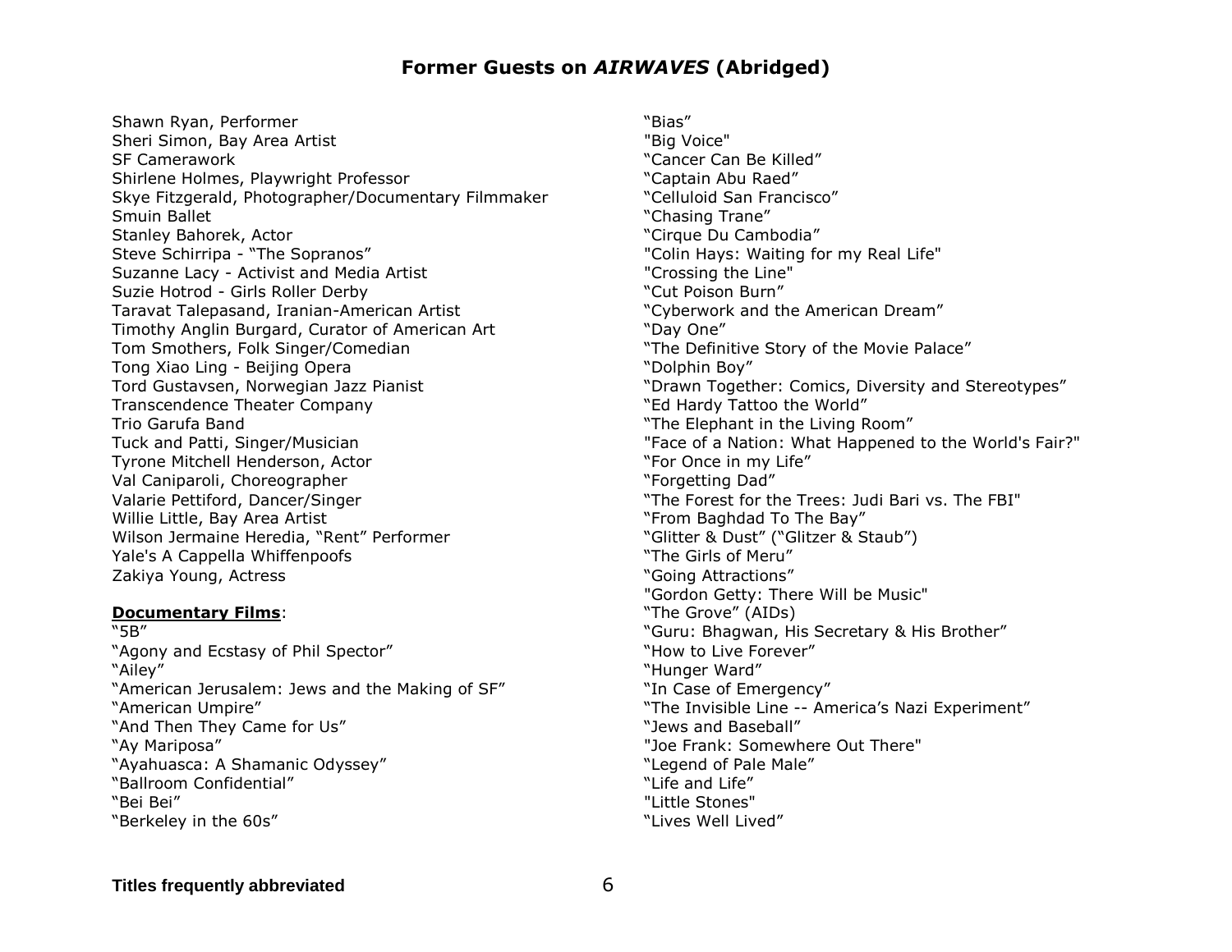# Former Guests on *AIRWAVES* (Abridged)

Shawn Ryan, Performer
Sheri Simon, Bay Area Artist
SF Camerawork
Shirlene Holmes, Playwright Professor
Skye Fitzgerald, Photographer/Documentary Filmmaker
Smuin Ballet
Stanley Bahorek, Actor
Steve Schirripa - "The Sopranos"
Suzanne Lacy - Activist and Media Artist
Suzie Hotrod - Girls Roller Derby
Taravat Talepasand, Iranian-American Artist
Timothy Anglin Burgard, Curator of American Art
Tom Smothers, Folk Singer/Comedian
Tong Xiao Ling - Beijing Opera
Tord Gustavsen, Norwegian Jazz Pianist
Transcendence Theater Company
Trio Garufa Band
Tuck and Patti, Singer/Musician
Tyrone Mitchell Henderson, Actor
Val Caniparoli, Choreographer
Valarie Pettiford, Dancer/Singer
Willie Little, Bay Area Artist
Wilson Jermaine Heredia, "Rent" Performer
Yale's A Cappella Whiffenpoofs
Zakiya Young, Actress

**Documentary Films**:

"5B"
"Agony and Ecstasy of Phil Spector"
"Ailey"
"American Jerusalem: Jews and the Making of SF"
"American Umpire"
"And Then They Came for Us"
"Ay Mariposa"
"Ayahuasca: A Shamanic Odyssey"
"Ballroom Confidential"
"Bei Bei"
"Berkeley in the 60s"
"Bias"
"Big Voice"
"Cancer Can Be Killed"
"Captain Abu Raed"
"Celluloid San Francisco"
"Chasing Trane"
"Cirque Du Cambodia"
"Colin Hays: Waiting for my Real Life"
"Crossing the Line"
"Cut Poison Burn"
"Cyberwork and the American Dream"
"Day One"
"The Definitive Story of the Movie Palace"
"Dolphin Boy"
"Drawn Together: Comics, Diversity and Stereotypes"
"Ed Hardy Tattoo the World"
"The Elephant in the Living Room"
"Face of a Nation: What Happened to the World's Fair?"
"For Once in my Life"
"Forgetting Dad"
"The Forest for the Trees: Judi Bari vs. The FBI"
"From Baghdad To The Bay"
"Glitter & Dust" ("Glitzer & Staub")
"The Girls of Meru"
"Going Attractions"
"Gordon Getty: There Will be Music"
"The Grove" (AIDs)
"Guru: Bhagwan, His Secretary & His Brother"
"How to Live Forever"
"Hunger Ward"
"In Case of Emergency"
"The Invisible Line -- America's Nazi Experiment"
"Jews and Baseball"
"Joe Frank: Somewhere Out There"
"Legend of Pale Male"
"Life and Life"
"Little Stones"
"Lives Well Lived"

**Titles frequently abbreviated**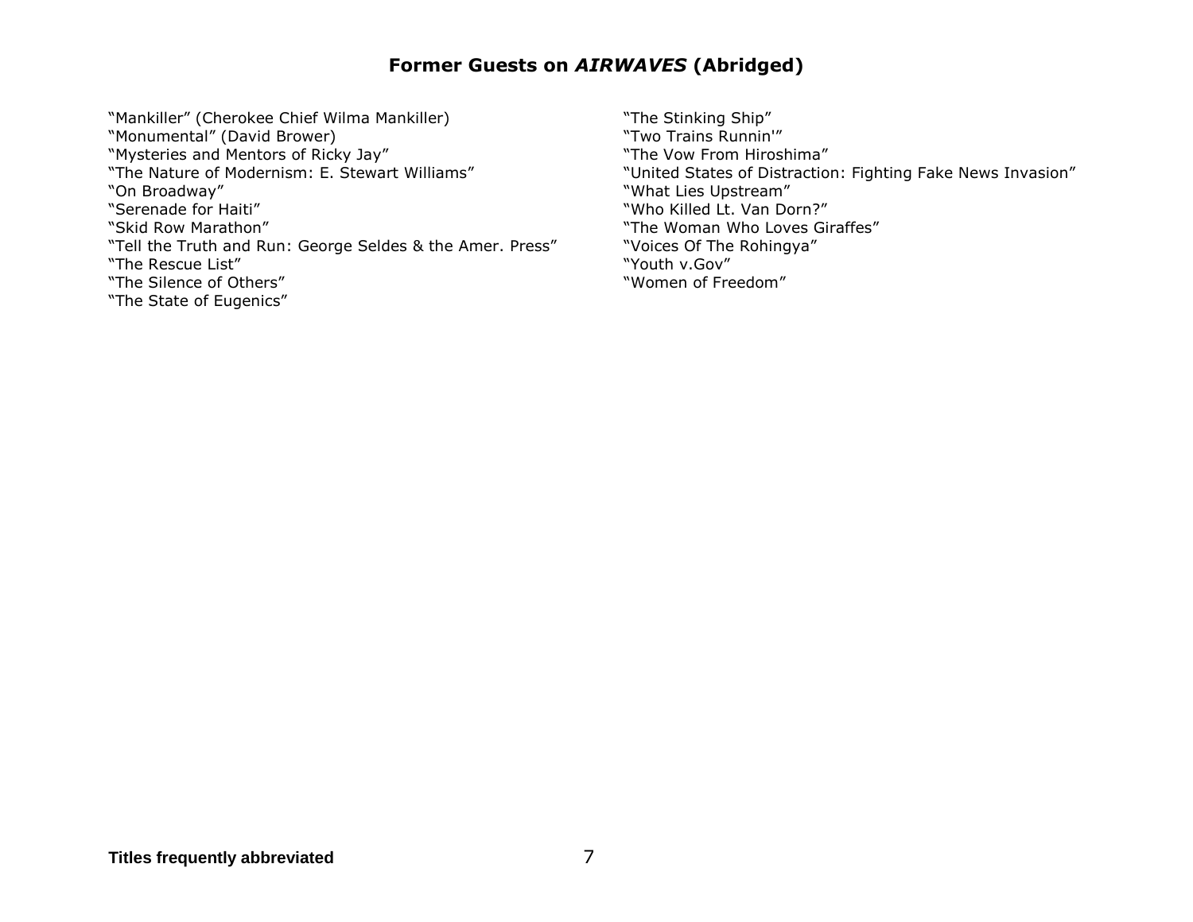## Former Guests on *AIRWAVES* (Abridged)

"Mankiller" (Cherokee Chief Wilma Mankiller)
"Monumental" (David Brower)
"Mysteries and Mentors of Ricky Jay"
"The Nature of Modernism: E. Stewart Williams"
"On Broadway"
"Serenade for Haiti"
"Skid Row Marathon"
"Tell the Truth and Run: George Seldes & the Amer. Press"
"The Rescue List"
"The Silence of Others"
"The State of Eugenics"
"The Stinking Ship"
"Two Trains Runnin'"
"The Vow From Hiroshima"
"United States of Distraction: Fighting Fake News Invasion"
"What Lies Upstream"
"Who Killed Lt. Van Dorn?"
"The Woman Who Loves Giraffes"
"Voices Of The Rohingya"
"Youth v.Gov"
"Women of Freedom"

**Titles frequently abbreviated**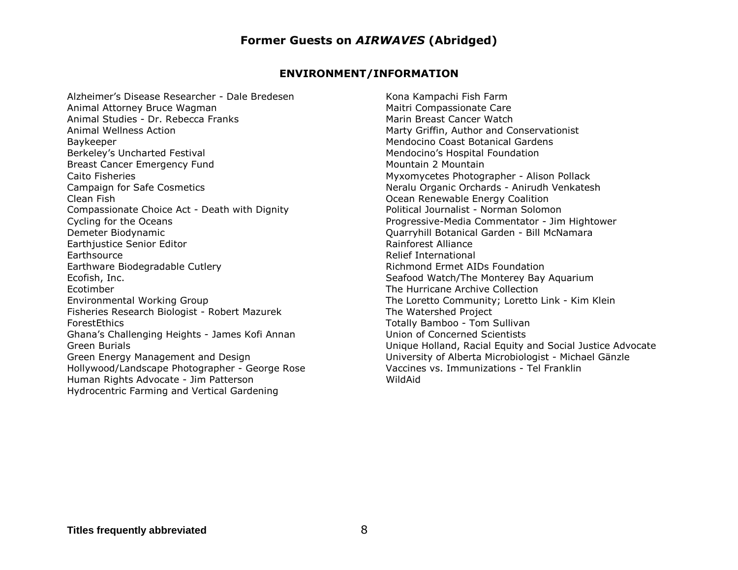## Former Guests on *AIRWAVES* (Abridged)

### ENVIRONMENT/INFORMATION

Alzheimer's Disease Researcher - Dale Bredesen
Animal Attorney Bruce Wagman
Animal Studies - Dr. Rebecca Franks
Animal Wellness Action
Baykeeper
Berkeley's Uncharted Festival
Breast Cancer Emergency Fund
Caito Fisheries
Campaign for Safe Cosmetics
Clean Fish
Compassionate Choice Act - Death with Dignity
Cycling for the Oceans
Demeter Biodynamic
Earthjustice Senior Editor
Earthsource
Earthware Biodegradable Cutlery
Ecofish, Inc.
Ecotimber
Environmental Working Group
Fisheries Research Biologist - Robert Mazurek
ForestEthics
Ghana's Challenging Heights - James Kofi Annan
Green Burials
Green Energy Management and Design
Hollywood/Landscape Photographer - George Rose
Human Rights Advocate - Jim Patterson
Hydrocentric Farming and Vertical Gardening
Kona Kampachi Fish Farm
Maitri Compassionate Care
Marin Breast Cancer Watch
Marty Griffin, Author and Conservationist
Mendocino Coast Botanical Gardens
Mendocino's Hospital Foundation
Mountain 2 Mountain
Myxomycetes Photographer - Alison Pollack
Neralu Organic Orchards - Anirudh Venkatesh
Ocean Renewable Energy Coalition
Political Journalist - Norman Solomon
Progressive-Media Commentator - Jim Hightower
Quarryhill Botanical Garden - Bill McNamara
Rainforest Alliance
Relief International
Richmond Ermet AIDs Foundation
Seafood Watch/The Monterey Bay Aquarium
The Hurricane Archive Collection
The Loretto Community; Loretto Link - Kim Klein
The Watershed Project
Totally Bamboo - Tom Sullivan
Union of Concerned Scientists
Unique Holland, Racial Equity and Social Justice Advocate
University of Alberta Microbiologist - Michael Gänzle
Vaccines vs. Immunizations - Tel Franklin
WildAid

**Titles frequently abbreviated**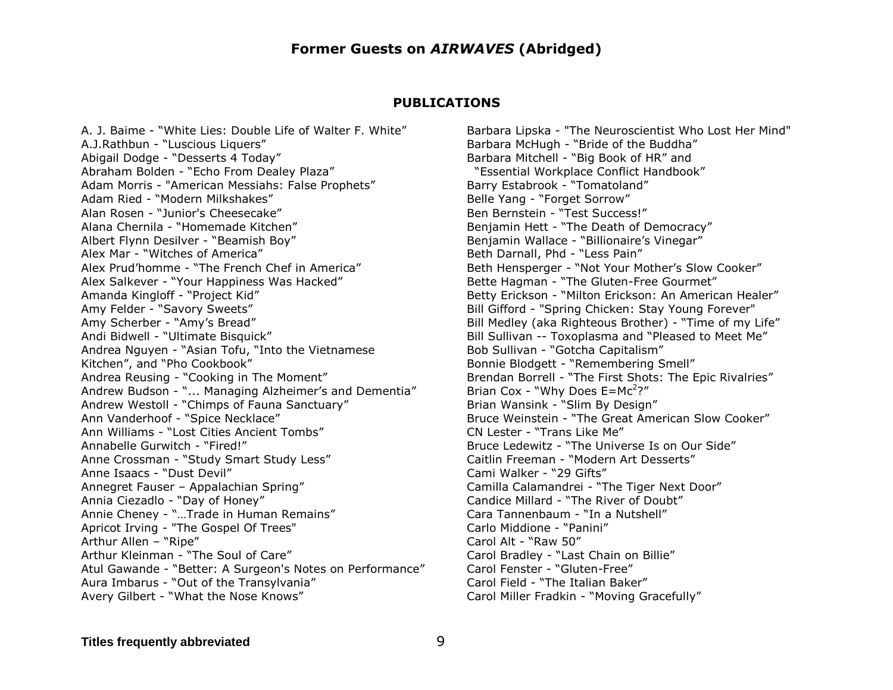# Former Guests on *AIRWAVES* (Abridged)

## PUBLICATIONS

A. J. Baime - "White Lies: Double Life of Walter F. White"
A.J.Rathbun - "Luscious Liquers"
Abigail Dodge - "Desserts 4 Today"
Abraham Bolden - "Echo From Dealey Plaza"
Adam Morris - "American Messiahs: False Prophets"
Adam Ried - "Modern Milkshakes"
Alan Rosen - "Junior's Cheesecake"
Alana Chernila - "Homemade Kitchen"
Albert Flynn Desilver - "Beamish Boy"
Alex Mar - "Witches of America"
Alex Prud'homme - "The French Chef in America"
Alex Salkever - "Your Happiness Was Hacked"
Amanda Kingloff - "Project Kid"
Amy Felder - "Savory Sweets"
Amy Scherber - "Amy's Bread"
Andi Bidwell - "Ultimate Bisquick"
Andrea Nguyen - "Asian Tofu, "Into the Vietnamese Kitchen", and "Pho Cookbook"
Andrea Reusing - "Cooking in The Moment"
Andrew Budson - "... Managing Alzheimer's and Dementia"
Andrew Westoll - "Chimps of Fauna Sanctuary"
Ann Vanderhoof - "Spice Necklace"
Ann Williams - "Lost Cities Ancient Tombs"
Annabelle Gurwitch - "Fired!"
Anne Crossman - "Study Smart Study Less"
Anne Isaacs - "Dust Devil"
Annegret Fauser – Appalachian Spring"
Annia Ciezadlo - "Day of Honey"
Annie Cheney - "…Trade in Human Remains"
Apricot Irving - "The Gospel Of Trees"
Arthur Allen – "Ripe"
Arthur Kleinman - "The Soul of Care"
Atul Gawande - "Better: A Surgeon's Notes on Performance"
Aura Imbarus - "Out of the Transylvania"
Avery Gilbert - "What the Nose Knows"
Barbara Lipska - "The Neuroscientist Who Lost Her Mind"
Barbara McHugh - "Bride of the Buddha"
Barbara Mitchell - "Big Book of HR" and "Essential Workplace Conflict Handbook"
Barry Estabrook - "Tomatoland"
Belle Yang - "Forget Sorrow"
Ben Bernstein - "Test Success!"
Benjamin Hett - "The Death of Democracy"
Benjamin Wallace - "Billionaire's Vinegar"
Beth Darnall, Phd - "Less Pain"
Beth Hensperger - "Not Your Mother's Slow Cooker"
Bette Hagman - "The Gluten-Free Gourmet"
Betty Erickson - "Milton Erickson: An American Healer"
Bill Gifford - "Spring Chicken: Stay Young Forever"
Bill Medley (aka Righteous Brother) - "Time of my Life"
Bill Sullivan -- Toxoplasma and "Pleased to Meet Me"
Bob Sullivan - "Gotcha Capitalism"
Bonnie Blodgett - "Remembering Smell"
Brendan Borrell - "The First Shots: The Epic Rivalries"
Brian Cox - "Why Does $E=Mc^2$?"
Brian Wansink - "Slim By Design"
Bruce Weinstein - "The Great American Slow Cooker"
CN Lester - "Trans Like Me"
Bruce Ledewitz - "The Universe Is on Our Side"
Caitlin Freeman - "Modern Art Desserts"
Cami Walker - "29 Gifts"
Camilla Calamandrei - "The Tiger Next Door"
Candice Millard - "The River of Doubt"
Cara Tannenbaum - "In a Nutshell"
Carlo Middione - "Panini"
Carol Alt - "Raw 50"
Carol Bradley - "Last Chain on Billie"
Carol Fenster - "Gluten-Free"
Carol Field - "The Italian Baker"
Carol Miller Fradkin - "Moving Gracefully"

**Titles frequently abbreviated**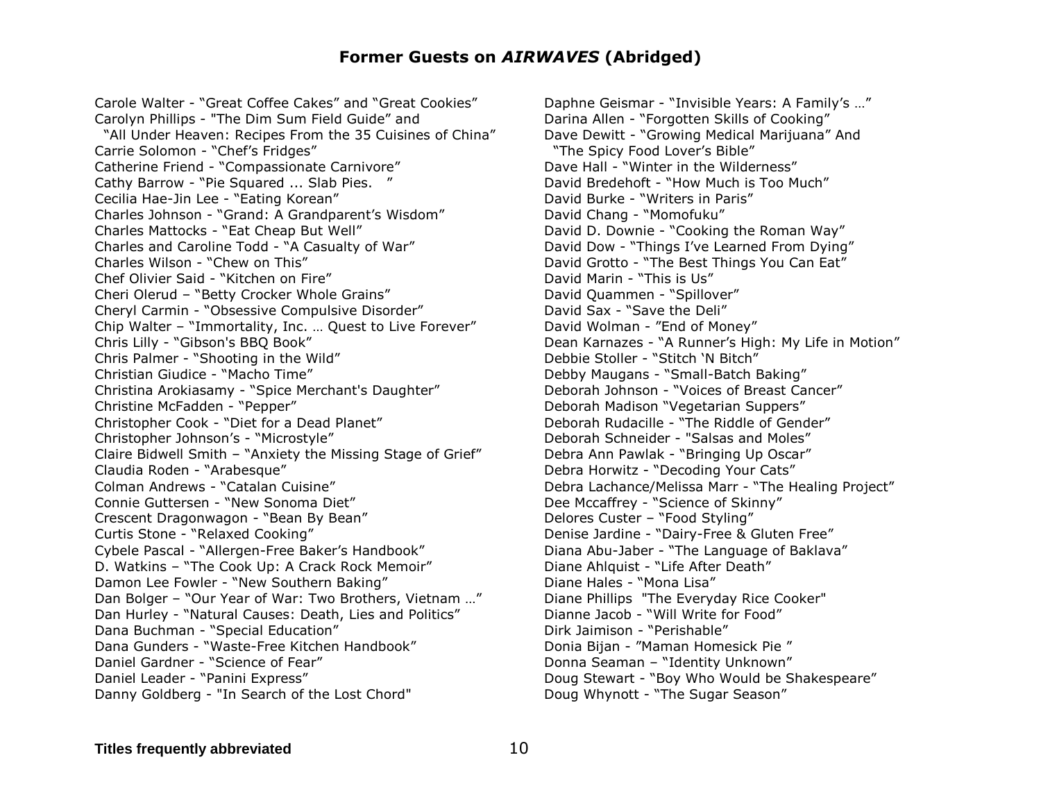## Former Guests on *AIRWAVES* (Abridged)

Carole Walter - "Great Coffee Cakes" and "Great Cookies"
Carolyn Phillips - "The Dim Sum Field Guide" and
  "All Under Heaven: Recipes From the 35 Cuisines of China"
Carrie Solomon - "Chef's Fridges"
Catherine Friend - "Compassionate Carnivore"
Cathy Barrow - "Pie Squared ... Slab Pies.   "
Cecilia Hae-Jin Lee - "Eating Korean"
Charles Johnson - "Grand: A Grandparent's Wisdom"
Charles Mattocks - "Eat Cheap But Well"
Charles and Caroline Todd - "A Casualty of War"
Charles Wilson - "Chew on This"
Chef Olivier Said - "Kitchen on Fire"
Cheri Olerud – "Betty Crocker Whole Grains"
Cheryl Carmin - "Obsessive Compulsive Disorder"
Chip Walter – "Immortality, Inc. … Quest to Live Forever"
Chris Lilly - "Gibson's BBQ Book"
Chris Palmer - "Shooting in the Wild"
Christian Giudice - "Macho Time"
Christina Arokiasamy - "Spice Merchant's Daughter"
Christine McFadden - "Pepper"
Christopher Cook - "Diet for a Dead Planet"
Christopher Johnson's - "Microstyle"
Claire Bidwell Smith – "Anxiety the Missing Stage of Grief"
Claudia Roden - "Arabesque"
Colman Andrews - "Catalan Cuisine"
Connie Guttersen - "New Sonoma Diet"
Crescent Dragonwagon - "Bean By Bean"
Curtis Stone - "Relaxed Cooking"
Cybele Pascal - "Allergen-Free Baker's Handbook"
D. Watkins – "The Cook Up: A Crack Rock Memoir"
Damon Lee Fowler - "New Southern Baking"
Dan Bolger – "Our Year of War: Two Brothers, Vietnam …"
Dan Hurley - "Natural Causes: Death, Lies and Politics"
Dana Buchman - "Special Education"
Dana Gunders - "Waste-Free Kitchen Handbook"
Daniel Gardner - "Science of Fear"
Daniel Leader - "Panini Express"
Danny Goldberg - "In Search of the Lost Chord"
Daphne Geismar - "Invisible Years: A Family's …"
Darina Allen - "Forgotten Skills of Cooking"
Dave Dewitt - "Growing Medical Marijuana" And
  "The Spicy Food Lover's Bible"
Dave Hall - "Winter in the Wilderness"
David Bredehoft - "How Much is Too Much"
David Burke - "Writers in Paris"
David Chang - "Momofuku"
David D. Downie - "Cooking the Roman Way"
David Dow - "Things I've Learned From Dying"
David Grotto - "The Best Things You Can Eat"
David Marin - "This is Us"
David Quammen - "Spillover"
David Sax - "Save the Deli"
David Wolman - "End of Money"
Dean Karnazes - "A Runner's High: My Life in Motion"
Debbie Stoller - "Stitch 'N Bitch"
Debby Maugans - "Small-Batch Baking"
Deborah Johnson - "Voices of Breast Cancer"
Deborah Madison "Vegetarian Suppers"
Deborah Rudacille - "The Riddle of Gender"
Deborah Schneider - "Salsas and Moles"
Debra Ann Pawlak - "Bringing Up Oscar"
Debra Horwitz - "Decoding Your Cats"
Debra Lachance/Melissa Marr - "The Healing Project"
Dee Mccaffrey - "Science of Skinny"
Delores Custer – "Food Styling"
Denise Jardine - "Dairy-Free & Gluten Free"
Diana Abu-Jaber - "The Language of Baklava"
Diane Ahlquist - "Life After Death"
Diane Hales - "Mona Lisa"
Diane Phillips  "The Everyday Rice Cooker"
Dianne Jacob - "Will Write for Food"
Dirk Jaimison - "Perishable"
Donia Bijan - "Maman Homesick Pie "
Donna Seaman – "Identity Unknown"
Doug Stewart - "Boy Who Would be Shakespeare"
Doug Whynott - "The Sugar Season"

**Titles frequently abbreviated**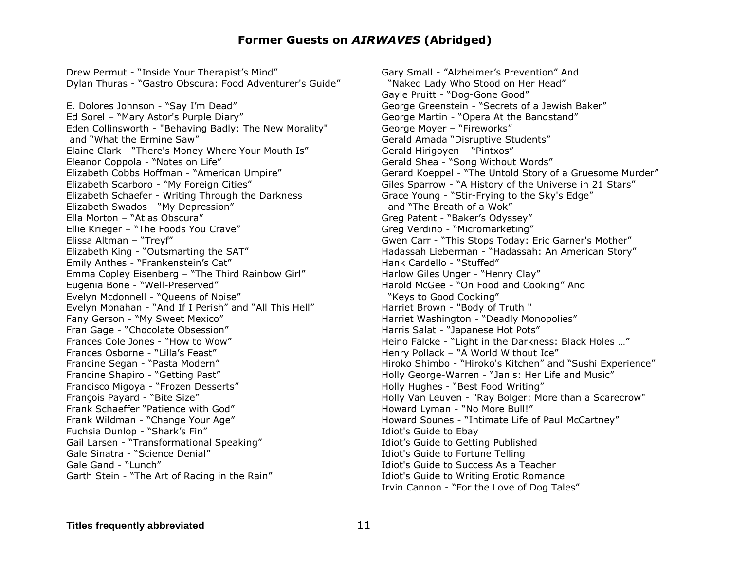## Former Guests on *AIRWAVES* (Abridged)

Drew Permut - "Inside Your Therapist's Mind"
Dylan Thuras - "Gastro Obscura: Food Adventurer's Guide"

E. Dolores Johnson - "Say I'm Dead"
Ed Sorel – "Mary Astor's Purple Diary"
Eden Collinsworth - "Behaving Badly: The New Morality" and "What the Ermine Saw"
Elaine Clark - "There's Money Where Your Mouth Is"
Eleanor Coppola - "Notes on Life"
Elizabeth Cobbs Hoffman - "American Umpire"
Elizabeth Scarboro - "My Foreign Cities"
Elizabeth Schaefer - Writing Through the Darkness
Elizabeth Swados - "My Depression"
Ella Morton – "Atlas Obscura"
Ellie Krieger – "The Foods You Crave"
Elissa Altman – "Treyf"
Elizabeth King - "Outsmarting the SAT"
Emily Anthes - "Frankenstein's Cat"
Emma Copley Eisenberg – "The Third Rainbow Girl"
Eugenia Bone - "Well-Preserved"
Evelyn Mcdonnell - "Queens of Noise"
Evelyn Monahan - "And If I Perish" and "All This Hell"
Fany Gerson - "My Sweet Mexico"
Fran Gage - "Chocolate Obsession"
Frances Cole Jones - "How to Wow"
Frances Osborne - "Lilla's Feast"
Francine Segan - "Pasta Modern"
Francine Shapiro - "Getting Past"
Francisco Migoya - "Frozen Desserts"
François Payard - "Bite Size"
Frank Schaeffer "Patience with God"
Frank Wildman - "Change Your Age"
Fuchsia Dunlop - "Shark's Fin"
Gail Larsen - "Transformational Speaking"
Gale Sinatra - "Science Denial"
Gale Gand - "Lunch"
Garth Stein - "The Art of Racing in the Rain"
Gary Small - "Alzheimer's Prevention" And "Naked Lady Who Stood on Her Head"
Gayle Pruitt - "Dog-Gone Good"
George Greenstein - "Secrets of a Jewish Baker"
George Martin - "Opera At the Bandstand"
George Moyer – "Fireworks"
Gerald Amada "Disruptive Students"
Gerald Hirigoyen – "Pintxos"
Gerald Shea - "Song Without Words"
Gerard Koeppel - "The Untold Story of a Gruesome Murder"
Giles Sparrow - "A History of the Universe in 21 Stars"
Grace Young - "Stir-Frying to the Sky's Edge" and "The Breath of a Wok"
Greg Patent - "Baker's Odyssey"
Greg Verdino - "Micromarketing"
Gwen Carr - "This Stops Today: Eric Garner's Mother"
Hadassah Lieberman - "Hadassah: An American Story"
Hank Cardello - "Stuffed"
Harlow Giles Unger - "Henry Clay"
Harold McGee - "On Food and Cooking" And "Keys to Good Cooking"
Harriet Brown - "Body of Truth "
Harriet Washington - "Deadly Monopolies"
Harris Salat - "Japanese Hot Pots"
Heino Falcke - "Light in the Darkness: Black Holes …"
Henry Pollack – "A World Without Ice"
Hiroko Shimbo - "Hiroko's Kitchen" and "Sushi Experience"
Holly George-Warren - "Janis: Her Life and Music"
Holly Hughes - "Best Food Writing"
Holly Van Leuven - "Ray Bolger: More than a Scarecrow"
Howard Lyman - "No More Bull!"
Howard Sounes - "Intimate Life of Paul McCartney"
Idiot's Guide to Ebay
Idiot's Guide to Getting Published
Idiot's Guide to Fortune Telling
Idiot's Guide to Success As a Teacher
Idiot's Guide to Writing Erotic Romance
Irvin Cannon - "For the Love of Dog Tales"

**Titles frequently abbreviated**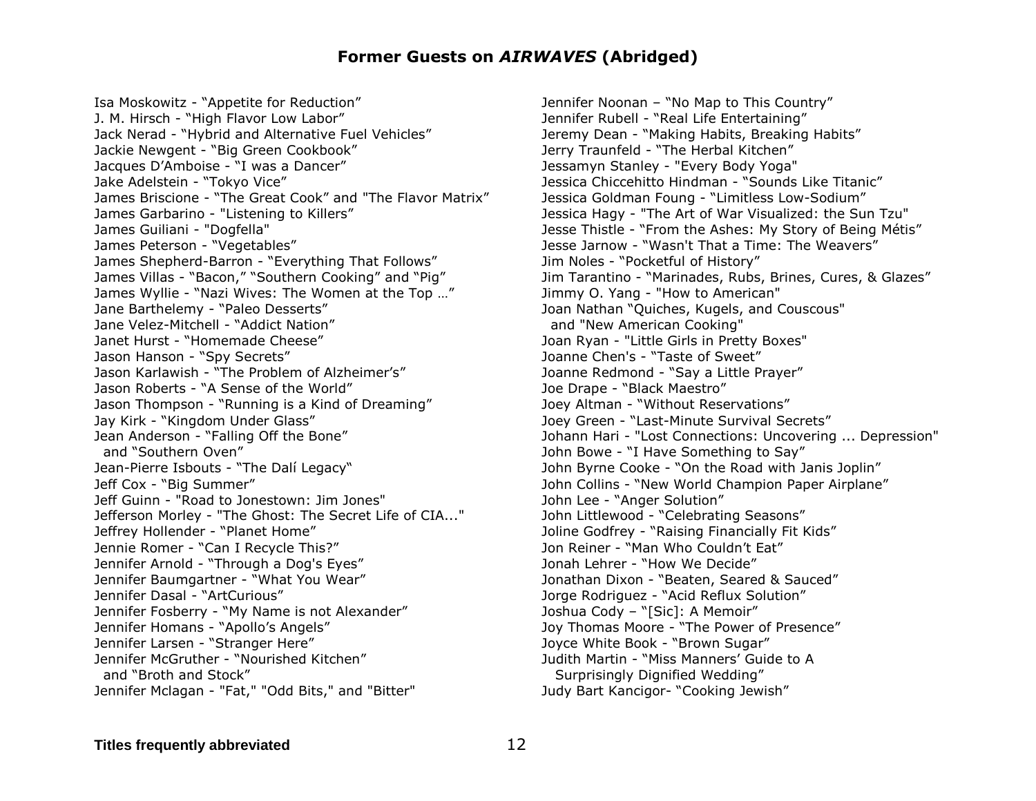## Former Guests on *AIRWAVES* (Abridged)

Isa Moskowitz - “Appetite for Reduction”
J. M. Hirsch - “High Flavor Low Labor”
Jack Nerad - “Hybrid and Alternative Fuel Vehicles”
Jackie Newgent - “Big Green Cookbook”
Jacques D’Amboise - “I was a Dancer”
Jake Adelstein - “Tokyo Vice”
James Briscione - “The Great Cook” and "The Flavor Matrix"
James Garbarino - "Listening to Killers”
James Guiliani - "Dogfella"
James Peterson - “Vegetables”
James Shepherd-Barron - “Everything That Follows”
James Villas - “Bacon,” “Southern Cooking” and “Pig”
James Wyllie - “Nazi Wives: The Women at the Top …”
Jane Barthelemy - “Paleo Desserts”
Jane Velez-Mitchell - “Addict Nation”
Janet Hurst - “Homemade Cheese”
Jason Hanson - “Spy Secrets”
Jason Karlawish - “The Problem of Alzheimer’s”
Jason Roberts - “A Sense of the World”
Jason Thompson - “Running is a Kind of Dreaming”
Jay Kirk - “Kingdom Under Glass”
Jean Anderson - “Falling Off the Bone” and “Southern Oven”
Jean-Pierre Isbouts - “The Dalí Legacy“
Jeff Cox - “Big Summer”
Jeff Guinn - "Road to Jonestown: Jim Jones"
Jefferson Morley - "The Ghost: The Secret Life of CIA..."
Jeffrey Hollender - “Planet Home”
Jennie Romer - “Can I Recycle This?”
Jennifer Arnold - “Through a Dog's Eyes”
Jennifer Baumgartner - “What You Wear”
Jennifer Dasal - “ArtCurious”
Jennifer Fosberry - “My Name is not Alexander”
Jennifer Homans - “Apollo’s Angels”
Jennifer Larsen - “Stranger Here”
Jennifer McGruther - “Nourished Kitchen” and “Broth and Stock”
Jennifer Mclagan - "Fat," "Odd Bits," and "Bitter"
Jennifer Noonan – “No Map to This Country”
Jennifer Rubell - “Real Life Entertaining”
Jeremy Dean - “Making Habits, Breaking Habits”
Jerry Traunfeld - “The Herbal Kitchen”
Jessamyn Stanley - "Every Body Yoga"
Jessica Chiccehitto Hindman - “Sounds Like Titanic”
Jessica Goldman Foung - “Limitless Low-Sodium”
Jessica Hagy - "The Art of War Visualized: the Sun Tzu"
Jesse Thistle - “From the Ashes: My Story of Being Métis”
Jesse Jarnow - “Wasn't That a Time: The Weavers”
Jim Noles - “Pocketful of History”
Jim Tarantino - “Marinades, Rubs, Brines, Cures, & Glazes”
Jimmy O. Yang - "How to American"
Joan Nathan “Quiches, Kugels, and Couscous" and "New American Cooking"
Joan Ryan - "Little Girls in Pretty Boxes"
Joanne Chen's - “Taste of Sweet”
Joanne Redmond - “Say a Little Prayer”
Joe Drape - “Black Maestro”
Joey Altman - “Without Reservations”
Joey Green - “Last-Minute Survival Secrets”
Johann Hari - "Lost Connections: Uncovering ... Depression"
John Bowe - “I Have Something to Say”
John Byrne Cooke - “On the Road with Janis Joplin”
John Collins - “New World Champion Paper Airplane”
John Lee - “Anger Solution”
John Littlewood - “Celebrating Seasons”
Joline Godfrey - “Raising Financially Fit Kids”
Jon Reiner - “Man Who Couldn’t Eat”
Jonah Lehrer - “How We Decide”
Jonathan Dixon - “Beaten, Seared & Sauced”
Jorge Rodriguez - “Acid Reflux Solution”
Joshua Cody – “[Sic]: A Memoir”
Joy Thomas Moore - “The Power of Presence”
Joyce White Book - “Brown Sugar”
Judith Martin - “Miss Manners’ Guide to A Surprisingly Dignified Wedding”
Judy Bart Kancigor- “Cooking Jewish”

**Titles frequently abbreviated**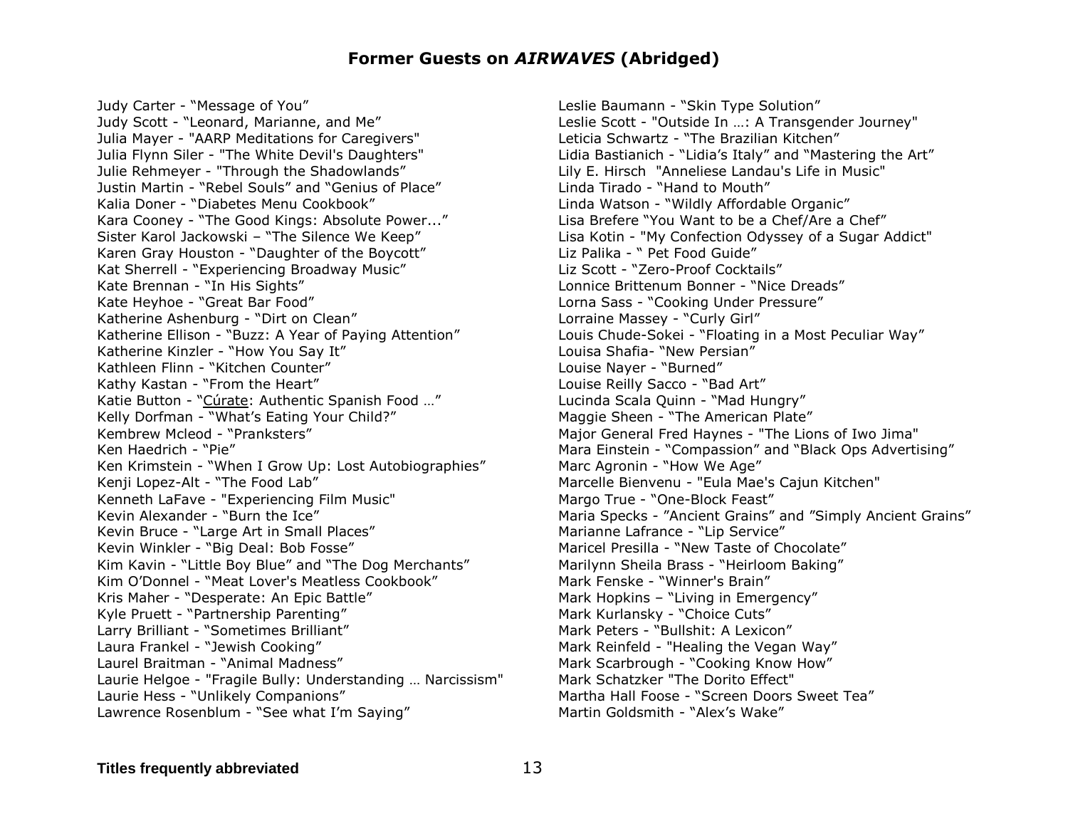## Former Guests on *AIRWAVES* (Abridged)

Judy Carter - “Message of You”
Judy Scott - “Leonard, Marianne, and Me”
Julia Mayer - "AARP Meditations for Caregivers"
Julia Flynn Siler - "The White Devil's Daughters"
Julie Rehmeyer - "Through the Shadowlands”
Justin Martin - “Rebel Souls” and “Genius of Place”
Kalia Doner - “Diabetes Menu Cookbook”
Kara Cooney - “The Good Kings: Absolute Power..."
Sister Karol Jackowski – “The Silence We Keep”
Karen Gray Houston - “Daughter of the Boycott”
Kat Sherrell - “Experiencing Broadway Music”
Kate Brennan - “In His Sights”
Kate Heyhoe - “Great Bar Food”
Katherine Ashenburg - “Dirt on Clean”
Katherine Ellison - “Buzz: A Year of Paying Attention”
Katherine Kinzler - “How You Say It”
Kathleen Flinn - “Kitchen Counter”
Kathy Kastan - “From the Heart”
Katie Button - “Cúrate: Authentic Spanish Food …”
Kelly Dorfman - “What’s Eating Your Child?”
Kembrew Mcleod - “Pranksters”
Ken Haedrich - “Pie”
Ken Krimstein - “When I Grow Up: Lost Autobiographies”
Kenji Lopez-Alt - “The Food Lab”
Kenneth LaFave - "Experiencing Film Music"
Kevin Alexander - “Burn the Ice”
Kevin Bruce - “Large Art in Small Places”
Kevin Winkler - “Big Deal: Bob Fosse”
Kim Kavin - “Little Boy Blue” and “The Dog Merchants”
Kim O’Donnel - “Meat Lover's Meatless Cookbook”
Kris Maher - “Desperate: An Epic Battle”
Kyle Pruett - “Partnership Parenting”
Larry Brilliant - “Sometimes Brilliant”
Laura Frankel - “Jewish Cooking”
Laurel Braitman - “Animal Madness”
Laurie Helgoe - "Fragile Bully: Understanding … Narcissism"
Laurie Hess - “Unlikely Companions”
Lawrence Rosenblum - “See what I’m Saying”
Leslie Baumann - “Skin Type Solution”
Leslie Scott - "Outside In …: A Transgender Journey"
Leticia Schwartz - “The Brazilian Kitchen”
Lidia Bastianich - “Lidia’s Italy” and “Mastering the Art”
Lily E. Hirsch "Anneliese Landau's Life in Music"
Linda Tirado - “Hand to Mouth”
Linda Watson - “Wildly Affordable Organic”
Lisa Brefere “You Want to be a Chef/Are a Chef”
Lisa Kotin - "My Confection Odyssey of a Sugar Addict"
Liz Palika - “ Pet Food Guide”
Liz Scott - “Zero-Proof Cocktails”
Lonnice Brittenum Bonner - “Nice Dreads”
Lorna Sass - “Cooking Under Pressure”
Lorraine Massey - “Curly Girl”
Louis Chude-Sokei - “Floating in a Most Peculiar Way”
Louisa Shafia- “New Persian”
Louise Nayer - “Burned”
Louise Reilly Sacco - “Bad Art”
Lucinda Scala Quinn - “Mad Hungry”
Maggie Sheen - “The American Plate”
Major General Fred Haynes - "The Lions of Iwo Jima"
Mara Einstein - “Compassion” and “Black Ops Advertising”
Marc Agronin - “How We Age”
Marcelle Bienvenu - "Eula Mae's Cajun Kitchen"
Margo True - “One-Block Feast”
Maria Specks - ”Ancient Grains” and ”Simply Ancient Grains”
Marianne Lafrance - “Lip Service”
Maricel Presilla - “New Taste of Chocolate”
Marilynn Sheila Brass - “Heirloom Baking”
Mark Fenske - “Winner's Brain”
Mark Hopkins – “Living in Emergency”
Mark Kurlansky - “Choice Cuts”
Mark Peters - “Bullshit: A Lexicon”
Mark Reinfeld - "Healing the Vegan Way”
Mark Scarbrough - “Cooking Know How”
Mark Schatzker "The Dorito Effect"
Martha Hall Foose - “Screen Doors Sweet Tea”
Martin Goldsmith - “Alex’s Wake”

**Titles frequently abbreviated**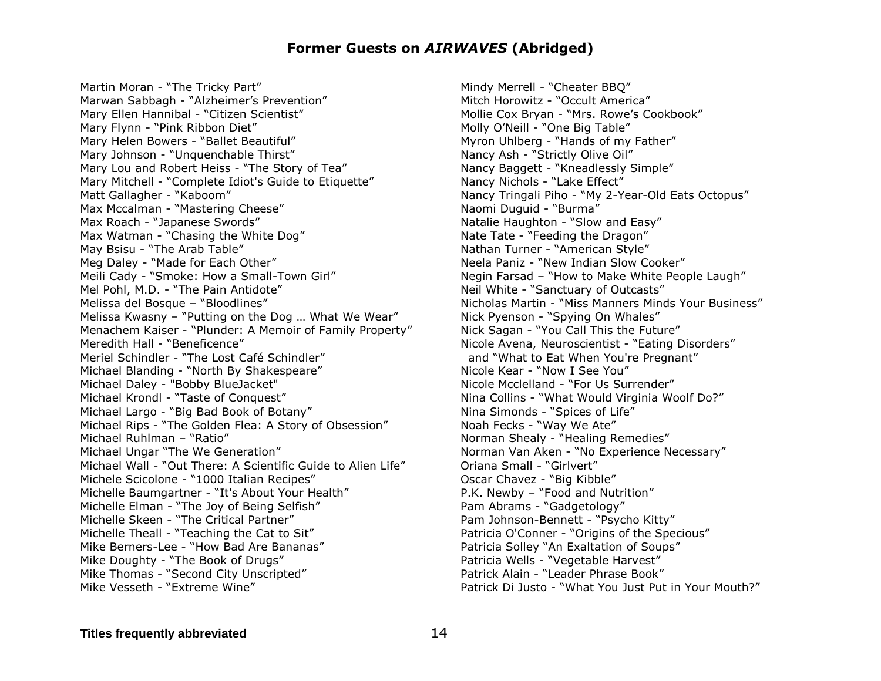## Former Guests on *AIRWAVES* (Abridged)

Martin Moran - "The Tricky Part"
Marwan Sabbagh - "Alzheimer's Prevention"
Mary Ellen Hannibal - "Citizen Scientist"
Mary Flynn - "Pink Ribbon Diet"
Mary Helen Bowers - "Ballet Beautiful"
Mary Johnson - "Unquenchable Thirst"
Mary Lou and Robert Heiss - "The Story of Tea"
Mary Mitchell - "Complete Idiot's Guide to Etiquette"
Matt Gallagher - "Kaboom"
Max Mccalman - "Mastering Cheese"
Max Roach - "Japanese Swords"
Max Watman - "Chasing the White Dog"
May Bsisu - "The Arab Table"
Meg Daley - "Made for Each Other"
Meili Cady - "Smoke: How a Small-Town Girl"
Mel Pohl, M.D. - "The Pain Antidote"
Melissa del Bosque – "Bloodlines"
Melissa Kwasny – "Putting on the Dog … What We Wear"
Menachem Kaiser - "Plunder: A Memoir of Family Property"
Meredith Hall - "Beneficence"
Meriel Schindler - "The Lost Café Schindler"
Michael Blanding - "North By Shakespeare"
Michael Daley - "Bobby BlueJacket"
Michael Krondl - "Taste of Conquest"
Michael Largo - "Big Bad Book of Botany"
Michael Rips - "The Golden Flea: A Story of Obsession"
Michael Ruhlman – "Ratio"
Michael Ungar "The We Generation"
Michael Wall - "Out There: A Scientific Guide to Alien Life"
Michele Scicolone - "1000 Italian Recipes"
Michelle Baumgartner - "It's About Your Health"
Michelle Elman - "The Joy of Being Selfish"
Michelle Skeen - "The Critical Partner"
Michelle Theall - "Teaching the Cat to Sit"
Mike Berners-Lee - "How Bad Are Bananas"
Mike Doughty - "The Book of Drugs"
Mike Thomas - "Second City Unscripted"
Mike Vesseth - "Extreme Wine"
Mindy Merrell - "Cheater BBQ"
Mitch Horowitz - "Occult America"
Mollie Cox Bryan - "Mrs. Rowe's Cookbook"
Molly O'Neill - "One Big Table"
Myron Uhlberg - "Hands of my Father"
Nancy Ash - "Strictly Olive Oil"
Nancy Baggett - "Kneadlessly Simple"
Nancy Nichols - "Lake Effect"
Nancy Tringali Piho - "My 2-Year-Old Eats Octopus"
Naomi Duguid - "Burma"
Natalie Haughton - "Slow and Easy"
Nate Tate - "Feeding the Dragon"
Nathan Turner - "American Style"
Neela Paniz - "New Indian Slow Cooker"
Negin Farsad – "How to Make White People Laugh"
Neil White - "Sanctuary of Outcasts"
Nicholas Martin - "Miss Manners Minds Your Business"
Nick Pyenson - "Spying On Whales"
Nick Sagan - "You Call This the Future"
Nicole Avena, Neuroscientist - "Eating Disorders" and "What to Eat When You're Pregnant"
Nicole Kear - "Now I See You"
Nicole Mcclelland - "For Us Surrender"
Nina Collins - "What Would Virginia Woolf Do?"
Nina Simonds - "Spices of Life"
Noah Fecks - "Way We Ate"
Norman Shealy - "Healing Remedies"
Norman Van Aken - "No Experience Necessary"
Oriana Small - "Girlvert"
Oscar Chavez - "Big Kibble"
P.K. Newby – "Food and Nutrition"
Pam Abrams - "Gadgetology"
Pam Johnson-Bennett - "Psycho Kitty"
Patricia O'Conner - "Origins of the Specious"
Patricia Solley "An Exaltation of Soups"
Patricia Wells - "Vegetable Harvest"
Patrick Alain - "Leader Phrase Book"
Patrick Di Justo - "What You Just Put in Your Mouth?"

**Titles frequently abbreviated**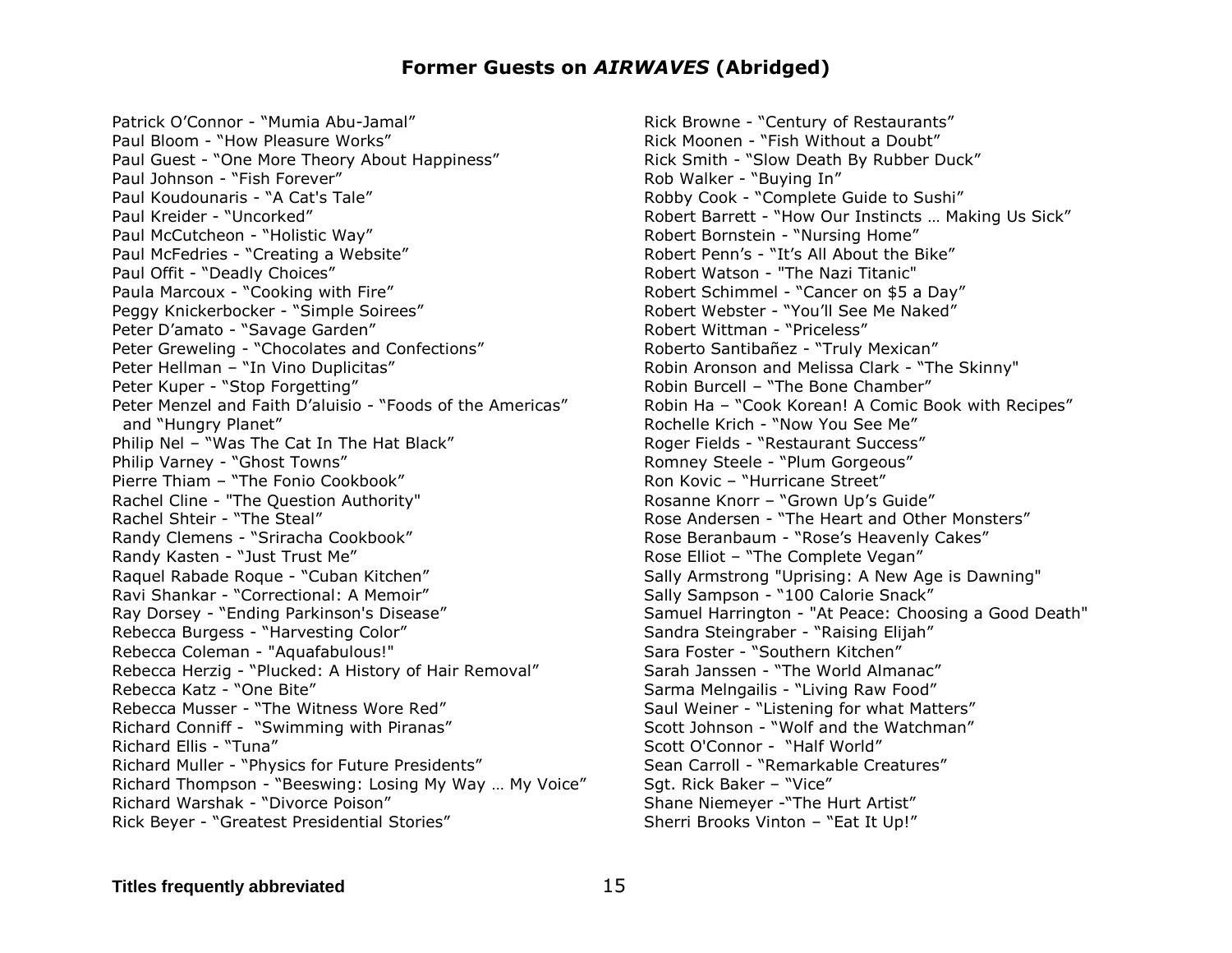## Former Guests on *AIRWAVES* (Abridged)

Patrick O’Connor - “Mumia Abu-Jamal”
Paul Bloom - “How Pleasure Works”
Paul Guest - “One More Theory About Happiness”
Paul Johnson - “Fish Forever”
Paul Koudounaris - “A Cat's Tale”
Paul Kreider - “Uncorked”
Paul McCutcheon - “Holistic Way”
Paul McFedries - “Creating a Website”
Paul Offit - “Deadly Choices”
Paula Marcoux - “Cooking with Fire”
Peggy Knickerbocker - “Simple Soirees”
Peter D’amato - “Savage Garden”
Peter Greweling - “Chocolates and Confections”
Peter Hellman – “In Vino Duplicitas”
Peter Kuper - “Stop Forgetting”
Peter Menzel and Faith D’aluisio - “Foods of the Americas” and “Hungry Planet”
Philip Nel – “Was The Cat In The Hat Black”
Philip Varney - “Ghost Towns”
Pierre Thiam – “The Fonio Cookbook”
Rachel Cline - "The Question Authority"
Rachel Shteir - “The Steal”
Randy Clemens - “Sriracha Cookbook”
Randy Kasten - “Just Trust Me”
Raquel Rabade Roque - “Cuban Kitchen”
Ravi Shankar - “Correctional: A Memoir”
Ray Dorsey - “Ending Parkinson's Disease”
Rebecca Burgess - “Harvesting Color”
Rebecca Coleman - "Aquafabulous!"
Rebecca Herzig - “Plucked: A History of Hair Removal”
Rebecca Katz - “One Bite”
Rebecca Musser - “The Witness Wore Red”
Richard Conniff - “Swimming with Piranas”
Richard Ellis - “Tuna”
Richard Muller - “Physics for Future Presidents”
Richard Thompson - “Beeswing: Losing My Way … My Voice”
Richard Warshak - “Divorce Poison”
Rick Beyer - “Greatest Presidential Stories”
Rick Browne - “Century of Restaurants”
Rick Moonen - “Fish Without a Doubt”
Rick Smith - “Slow Death By Rubber Duck”
Rob Walker - “Buying In”
Robby Cook - “Complete Guide to Sushi”
Robert Barrett - “How Our Instincts … Making Us Sick”
Robert Bornstein - “Nursing Home”
Robert Penn’s - “It’s All About the Bike”
Robert Watson - "The Nazi Titanic"
Robert Schimmel - “Cancer on $5 a Day”
Robert Webster - “You’ll See Me Naked”
Robert Wittman - “Priceless”
Roberto Santibañez - “Truly Mexican”
Robin Aronson and Melissa Clark - “The Skinny"
Robin Burcell – “The Bone Chamber”
Robin Ha – “Cook Korean! A Comic Book with Recipes”
Rochelle Krich - “Now You See Me”
Roger Fields - “Restaurant Success”
Romney Steele - “Plum Gorgeous”
Ron Kovic – “Hurricane Street”
Rosanne Knorr – “Grown Up’s Guide”
Rose Andersen - “The Heart and Other Monsters”
Rose Beranbaum - “Rose’s Heavenly Cakes”
Rose Elliot – “The Complete Vegan”
Sally Armstrong "Uprising: A New Age is Dawning"
Sally Sampson - “100 Calorie Snack”
Samuel Harrington - "At Peace: Choosing a Good Death"
Sandra Steingraber - “Raising Elijah”
Sara Foster - “Southern Kitchen”
Sarah Janssen - “The World Almanac”
Sarma Melngailis - “Living Raw Food”
Saul Weiner - “Listening for what Matters”
Scott Johnson - “Wolf and the Watchman”
Scott O'Connor - “Half World”
Sean Carroll - “Remarkable Creatures”
Sgt. Rick Baker – “Vice”
Shane Niemeyer -“The Hurt Artist”
Sherri Brooks Vinton – “Eat It Up!”

**Titles frequently abbreviated**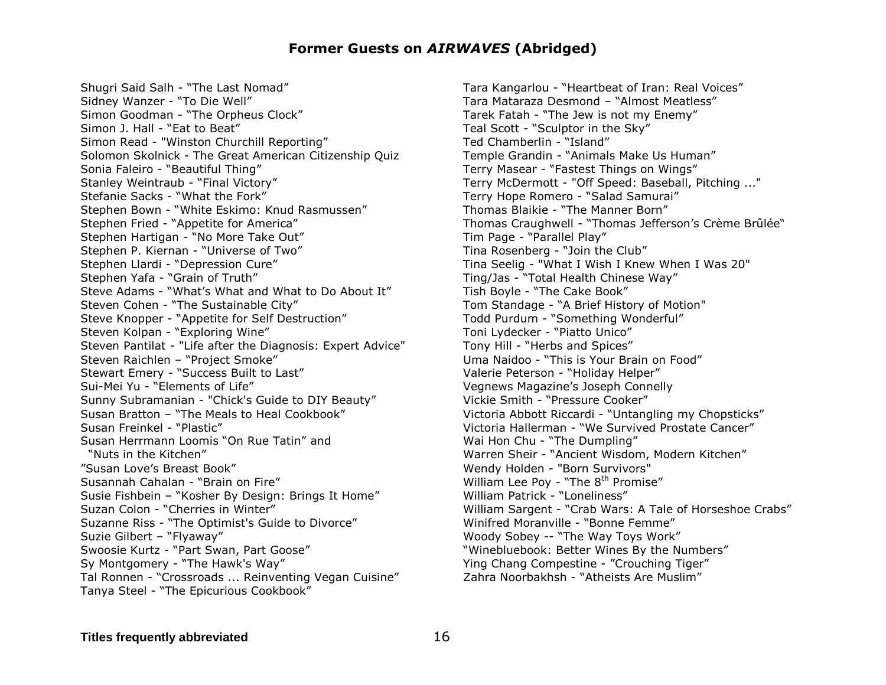## Former Guests on *AIRWAVES* (Abridged)

Shugri Said Salh - "The Last Nomad"
Sidney Wanzer - "To Die Well"
Simon Goodman - "The Orpheus Clock"
Simon J. Hall - "Eat to Beat"
Simon Read - "Winston Churchill Reporting"
Solomon Skolnick - The Great American Citizenship Quiz
Sonia Faleiro - "Beautiful Thing"
Stanley Weintraub - "Final Victory"
Stefanie Sacks - "What the Fork"
Stephen Bown - "White Eskimo: Knud Rasmussen"
Stephen Fried - "Appetite for America"
Stephen Hartigan - "No More Take Out"
Stephen P. Kiernan - "Universe of Two"
Stephen Llardi - "Depression Cure"
Stephen Yafa - "Grain of Truth"
Steve Adams - "What's What and What to Do About It"
Steven Cohen - "The Sustainable City"
Steve Knopper - "Appetite for Self Destruction"
Steven Kolpan - "Exploring Wine"
Steven Pantilat - "Life after the Diagnosis: Expert Advice"
Steven Raichlen – "Project Smoke"
Stewart Emery - "Success Built to Last"
Sui-Mei Yu - "Elements of Life"
Sunny Subramanian - "Chick's Guide to DIY Beauty"
Susan Bratton – "The Meals to Heal Cookbook"
Susan Freinkel - "Plastic"
Susan Herrmann Loomis "On Rue Tatin" and
"Nuts in the Kitchen"
"Susan Love's Breast Book"
Susannah Cahalan - "Brain on Fire"
Susie Fishbein – "Kosher By Design: Brings It Home"
Suzan Colon - "Cherries in Winter"
Suzanne Riss - "The Optimist's Guide to Divorce"
Suzie Gilbert – "Flyaway"
Swoosie Kurtz - "Part Swan, Part Goose"
Sy Montgomery - "The Hawk's Way"
Tal Ronnen - "Crossroads ... Reinventing Vegan Cuisine"
Tanya Steel - "The Epicurious Cookbook"
Tara Kangarlou - "Heartbeat of Iran: Real Voices"
Tara Mataraza Desmond – "Almost Meatless"
Tarek Fatah - "The Jew is not my Enemy"
Teal Scott - "Sculptor in the Sky"
Ted Chamberlin - "Island"
Temple Grandin - "Animals Make Us Human"
Terry Masear - "Fastest Things on Wings"
Terry McDermott - "Off Speed: Baseball, Pitching ..."
Terry Hope Romero - "Salad Samurai"
Thomas Blaikie - "The Manner Born"
Thomas Craughwell - "Thomas Jefferson's Crème Brûlée"
Tim Page - "Parallel Play"
Tina Rosenberg - "Join the Club"
Tina Seelig - "What I Wish I Knew When I Was 20"
Ting/Jas - "Total Health Chinese Way"
Tish Boyle - "The Cake Book"
Tom Standage - "A Brief History of Motion"
Todd Purdum - "Something Wonderful"
Toni Lydecker - "Piatto Unico"
Tony Hill - "Herbs and Spices"
Uma Naidoo - "This is Your Brain on Food"
Valerie Peterson - "Holiday Helper"
Vegnews Magazine's Joseph Connelly
Vickie Smith - "Pressure Cooker"
Victoria Abbott Riccardi - "Untangling my Chopsticks"
Victoria Hallerman - "We Survived Prostate Cancer"
Wai Hon Chu - "The Dumpling"
Warren Sheir - "Ancient Wisdom, Modern Kitchen"
Wendy Holden - "Born Survivors"
William Lee Poy - "The 8th Promise"
William Patrick - "Loneliness"
William Sargent - "Crab Wars: A Tale of Horseshoe Crabs"
Winifred Moranville - "Bonne Femme"
Woody Sobey -- "The Way Toys Work"
"Winebluebook: Better Wines By the Numbers"
Ying Chang Compestine - "Crouching Tiger"
Zahra Noorbakhsh - "Atheists Are Muslim"

**Titles frequently abbreviated**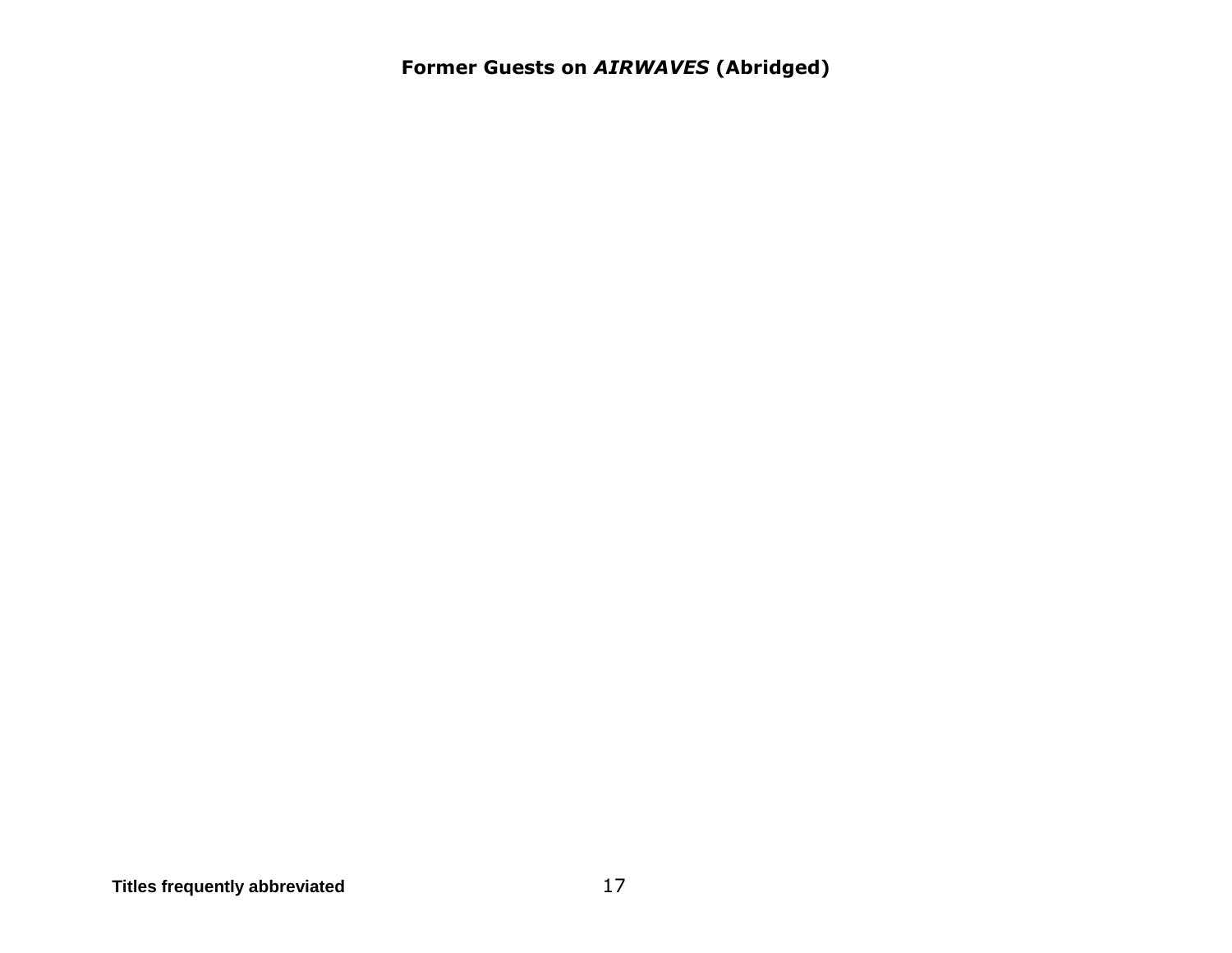**Former Guests on *AIRWAVES* (Abridged)**

**Titles frequently abbreviated**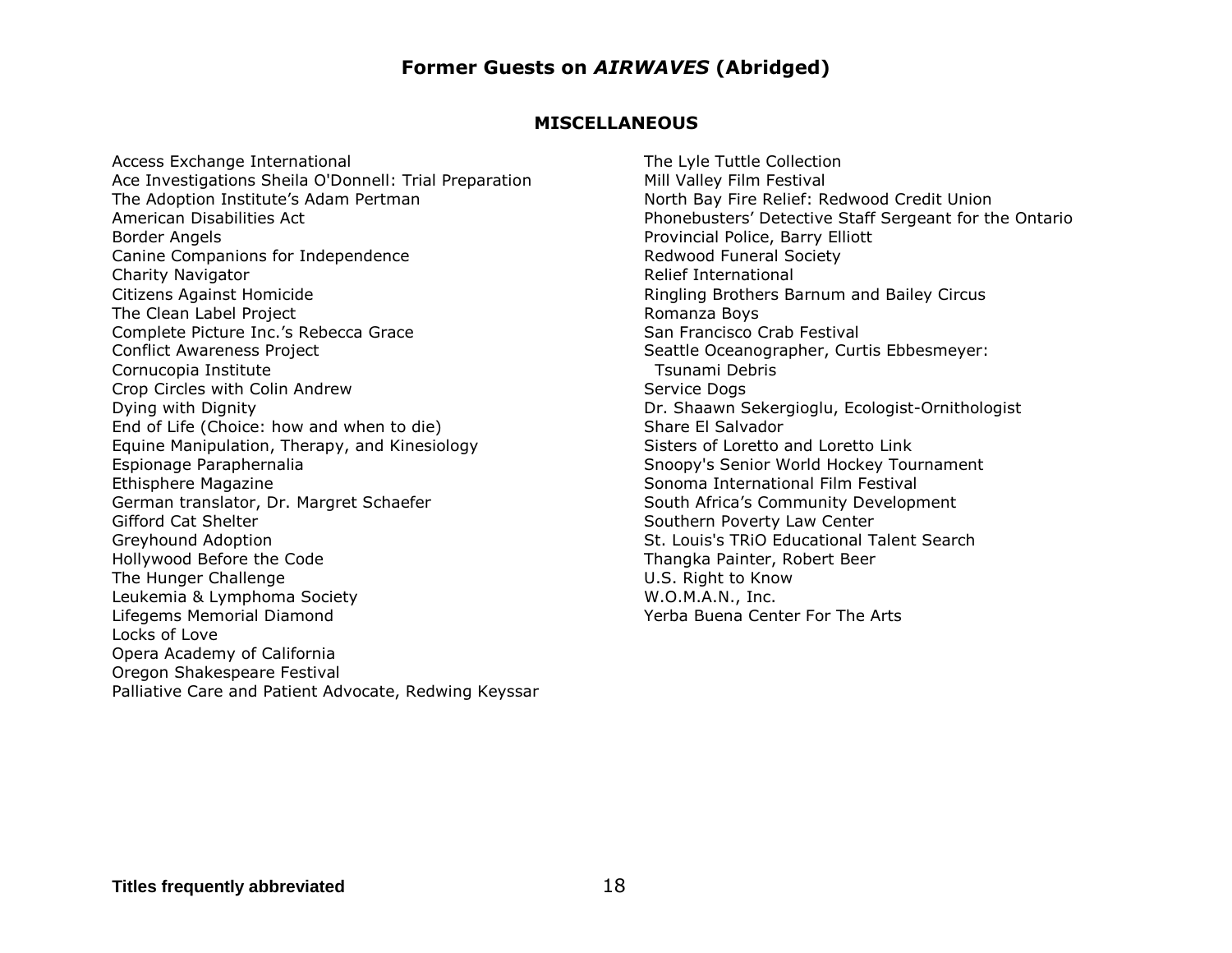# Former Guests on *AIRWAVES* (Abridged)

## MISCELLANEOUS

Access Exchange International
Ace Investigations Sheila O'Donnell: Trial Preparation
The Adoption Institute's Adam Pertman
American Disabilities Act
Border Angels
Canine Companions for Independence
Charity Navigator
Citizens Against Homicide
The Clean Label Project
Complete Picture Inc.'s Rebecca Grace
Conflict Awareness Project
Cornucopia Institute
Crop Circles with Colin Andrew
Dying with Dignity
End of Life (Choice: how and when to die)
Equine Manipulation, Therapy, and Kinesiology
Espionage Paraphernalia
Ethisphere Magazine
German translator, Dr. Margret Schaefer
Gifford Cat Shelter
Greyhound Adoption
Hollywood Before the Code
The Hunger Challenge
Leukemia & Lymphoma Society
Lifegems Memorial Diamond
Locks of Love
Opera Academy of California
Oregon Shakespeare Festival
Palliative Care and Patient Advocate, Redwing Keyssar
The Lyle Tuttle Collection
Mill Valley Film Festival
North Bay Fire Relief: Redwood Credit Union
Phonebusters' Detective Staff Sergeant for the Ontario Provincial Police, Barry Elliott
Redwood Funeral Society
Relief International
Ringling Brothers Barnum and Bailey Circus
Romanza Boys
San Francisco Crab Festival
Seattle Oceanographer, Curtis Ebbesmeyer: Tsunami Debris
Service Dogs
Dr. Shaawn Sekergioglu, Ecologist-Ornithologist
Share El Salvador
Sisters of Loretto and Loretto Link
Snoopy's Senior World Hockey Tournament
Sonoma International Film Festival
South Africa's Community Development
Southern Poverty Law Center
St. Louis's TRiO Educational Talent Search
Thangka Painter, Robert Beer
U.S. Right to Know
W.O.M.A.N., Inc.
Yerba Buena Center For The Arts

**Titles frequently abbreviated**